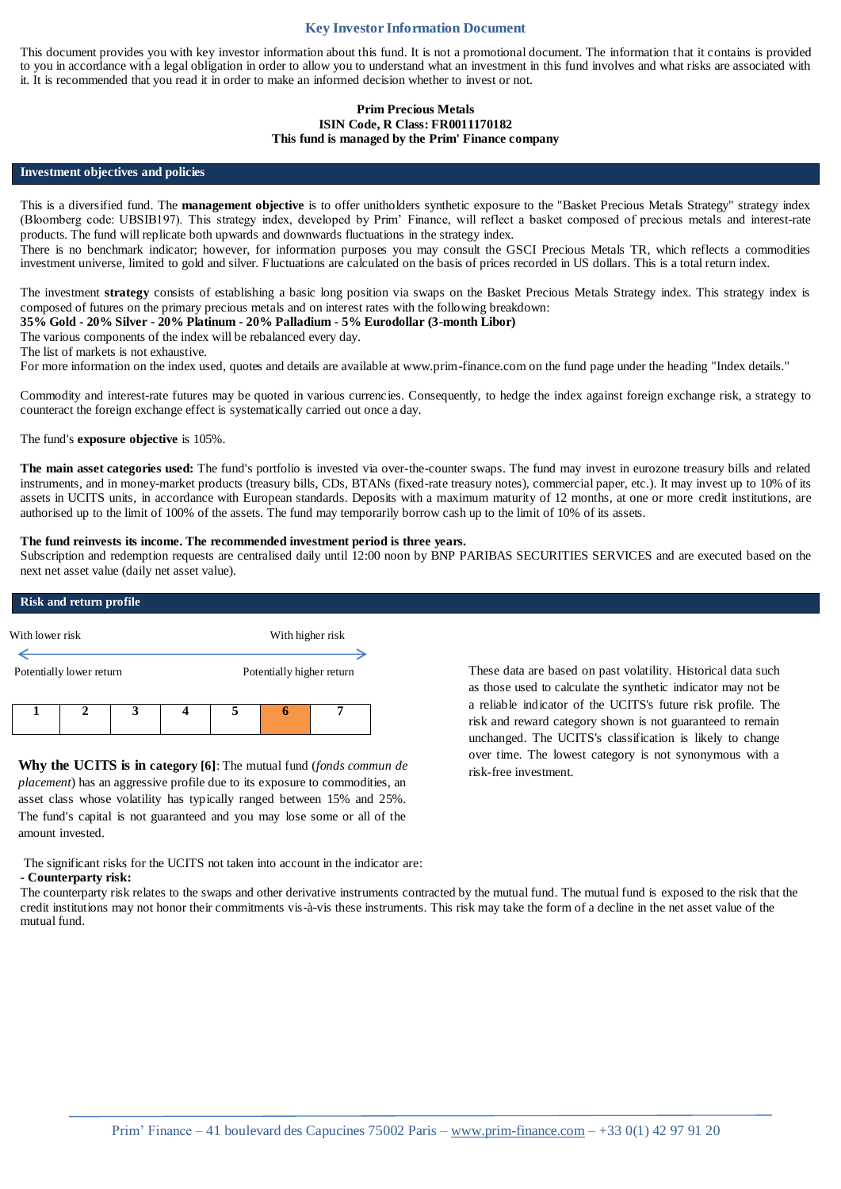# Key Investor Information Document

This document provides you with key investor information about this fund. It is not a promotional document. The information that it contains is provided to you in accordance with a legal obligation in order to allow you to understand what an investment in this fund involves and what risks are associated with it. It is recommended that you read it in order to make an informed decision whether to invest or not.

**Prim Precious Metals**
**ISIN Code, R Class: FR0011170182**
**This fund is managed by the Prim' Finance company**

## Investment objectives and policies

This is a diversified fund. The **management objective** is to offer unitholders synthetic exposure to the "Basket Precious Metals Strategy" strategy index (Bloomberg code: UBSIB197). This strategy index, developed by Prim' Finance, will reflect a basket composed of precious metals and interest-rate products. The fund will replicate both upwards and downwards fluctuations in the strategy index.
There is no benchmark indicator; however, for information purposes you may consult the GSCI Precious Metals TR, which reflects a commodities investment universe, limited to gold and silver. Fluctuations are calculated on the basis of prices recorded in US dollars. This is a total return index.

The investment **strategy** consists of establishing a basic long position via swaps on the Basket Precious Metals Strategy index. This strategy index is composed of futures on the primary precious metals and on interest rates with the following breakdown:
**35% Gold - 20% Silver - 20% Platinum - 20% Palladium - 5% Eurodollar (3-month Libor)**
The various components of the index will be rebalanced every day.
The list of markets is not exhaustive.
For more information on the index used, quotes and details are available at www.prim-finance.com on the fund page under the heading "Index details."

Commodity and interest-rate futures may be quoted in various currencies. Consequently, to hedge the index against foreign exchange risk, a strategy to counteract the foreign exchange effect is systematically carried out once a day.

The fund's **exposure objective** is 105%.

**The main asset categories used:** The fund's portfolio is invested via over-the-counter swaps. The fund may invest in eurozone treasury bills and related instruments, and in money-market products (treasury bills, CDs, BTANs (fixed-rate treasury notes), commercial paper, etc.). It may invest up to 10% of its assets in UCITS units, in accordance with European standards. Deposits with a maximum maturity of 12 months, at one or more credit institutions, are authorised up to the limit of 100% of the assets. The fund may temporarily borrow cash up to the limit of 10% of its assets.

**The fund reinvests its income. The recommended investment period is three years.**
Subscription and redemption requests are centralised daily until 12:00 noon by BNP PARIBAS SECURITIES SERVICES and are executed based on the next net asset value (daily net asset value).

## Risk and return profile

With lower risk ← → With higher risk

Potentially lower return — Potentially higher return

| 1 | 2 | 3 | 4 | 5 | **6** | 7 |
|---|---|---|---|---|---|---|

**Why the UCITS is in category [6]**: The mutual fund (*fonds commun de placement*) has an aggressive profile due to its exposure to commodities, an asset class whose volatility has typically ranged between 15% and 25%. The fund's capital is not guaranteed and you may lose some or all of the amount invested.

These data are based on past volatility. Historical data such as those used to calculate the synthetic indicator may not be a reliable indicator of the UCITS's future risk profile. The risk and reward category shown is not guaranteed to remain unchanged. The UCITS's classification is likely to change over time. The lowest category is not synonymous with a risk-free investment.

The significant risks for the UCITS not taken into account in the indicator are:

**- Counterparty risk:**
The counterparty risk relates to the swaps and other derivative instruments contracted by the mutual fund. The mutual fund is exposed to the risk that the credit institutions may not honor their commitments vis-à-vis these instruments. This risk may take the form of a decline in the net asset value of the mutual fund.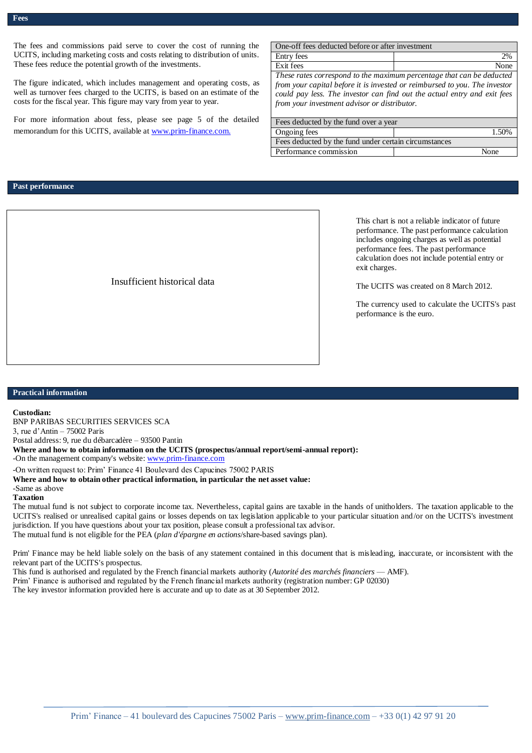## Fees

The fees and commissions paid serve to cover the cost of running the UCITS, including marketing costs and costs relating to distribution of units. These fees reduce the potential growth of the investments.

The figure indicated, which includes management and operating costs, as well as turnover fees charged to the UCITS, is based on an estimate of the costs for the fiscal year. This figure may vary from year to year.

For more information about fess, please see page 5 of the detailed memorandum for this UCITS, available at www.prim-finance.com.

| One-off fees deducted before or after investment | |
|---|---|
| Entry fees | 2% |
| Exit fees | None |
| *These rates correspond to the maximum percentage that can be deducted from your capital before it is invested or reimbursed to you. The investor could pay less. The investor can find out the actual entry and exit fees from your investment advisor or distributor.* | |
| **Fees deducted by the fund over a year** | |
| Ongoing fees | 1.50% |
| **Fees deducted by the fund under certain circumstances** | |
| Performance commission | None |

## Past performance

Insufficient historical data

This chart is not a reliable indicator of future performance. The past performance calculation includes ongoing charges as well as potential performance fees. The past performance calculation does not include potential entry or exit charges.

The UCITS was created on 8 March 2012.

The currency used to calculate the UCITS's past performance is the euro.

## Practical information

**Custodian:**
BNP PARIBAS SECURITIES SERVICES SCA
3, rue d'Antin – 75002 Paris
Postal address: 9, rue du débarcadère – 93500 Pantin

**Where and how to obtain information on the UCITS (prospectus/annual report/semi-annual report):**
-On the management company's website: www.prim-finance.com
-On written request to: Prim' Finance 41 Boulevard des Capucines 75002 PARIS

**Where and how to obtain other practical information, in particular the net asset value:**
-Same as above

**Taxation**
The mutual fund is not subject to corporate income tax. Nevertheless, capital gains are taxable in the hands of unitholders. The taxation applicable to the UCITS's realised or unrealised capital gains or losses depends on tax legislation applicable to your particular situation and/or on the UCITS's investment jurisdiction. If you have questions about your tax position, please consult a professional tax advisor.
The mutual fund is not eligible for the PEA (*plan d'épargne en actions*/share-based savings plan).

Prim' Finance may be held liable solely on the basis of any statement contained in this document that is misleading, inaccurate, or inconsistent with the relevant part of the UCITS's prospectus.
This fund is authorised and regulated by the French financial markets authority (*Autorité des marchés financiers* — AMF).
Prim' Finance is authorised and regulated by the French financial markets authority (registration number: GP 02030)
The key investor information provided here is accurate and up to date as at 30 September 2012.